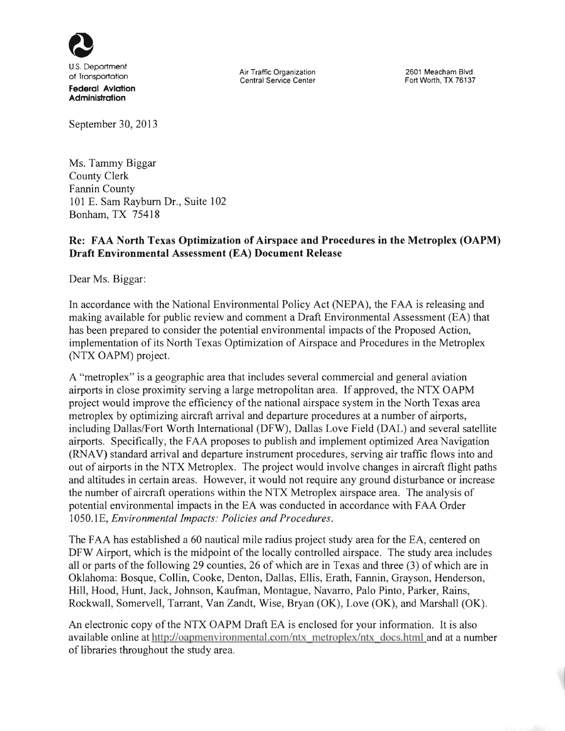U.S. Department of Transportation
**Federal Aviation Administration**

Air Traffic Organization
Central Service Center

2601 Meacham Blvd.
Fort Worth, TX 76137

September 30, 2013

Ms. Tammy Biggar
County Clerk
Fannin County
101 E. Sam Rayburn Dr., Suite 102
Bonham, TX 75418

**Re: FAA North Texas Optimization of Airspace and Procedures in the Metroplex (OAPM) Draft Environmental Assessment (EA) Document Release**

Dear Ms. Biggar:

In accordance with the National Environmental Policy Act (NEPA), the FAA is releasing and making available for public review and comment a Draft Environmental Assessment (EA) that has been prepared to consider the potential environmental impacts of the Proposed Action, implementation of its North Texas Optimization of Airspace and Procedures in the Metroplex (NTX OAPM) project.

A "metroplex" is a geographic area that includes several commercial and general aviation airports in close proximity serving a large metropolitan area. If approved, the NTX OAPM project would improve the efficiency of the national airspace system in the North Texas area metroplex by optimizing aircraft arrival and departure procedures at a number of airports, including Dallas/Fort Worth International (DFW), Dallas Love Field (DAL) and several satellite airports. Specifically, the FAA proposes to publish and implement optimized Area Navigation (RNAV) standard arrival and departure instrument procedures, serving air traffic flows into and out of airports in the NTX Metroplex. The project would involve changes in aircraft flight paths and altitudes in certain areas. However, it would not require any ground disturbance or increase the number of aircraft operations within the NTX Metroplex airspace area. The analysis of potential environmental impacts in the EA was conducted in accordance with FAA Order 1050.1E, *Environmental Impacts: Policies and Procedures*.

The FAA has established a 60 nautical mile radius project study area for the EA, centered on DFW Airport, which is the midpoint of the locally controlled airspace. The study area includes all or parts of the following 29 counties, 26 of which are in Texas and three (3) of which are in Oklahoma: Bosque, Collin, Cooke, Denton, Dallas, Ellis, Erath, Fannin, Grayson, Henderson, Hill, Hood, Hunt, Jack, Johnson, Kaufman, Montague, Navarro, Palo Pinto, Parker, Rains, Rockwall, Somervell, Tarrant, Van Zandt, Wise, Bryan (OK), Love (OK), and Marshall (OK).

An electronic copy of the NTX OAPM Draft EA is enclosed for your information. It is also available online at http://oapmenvironmental.com/ntx_metroplex/ntx_docs.html and at a number of libraries throughout the study area.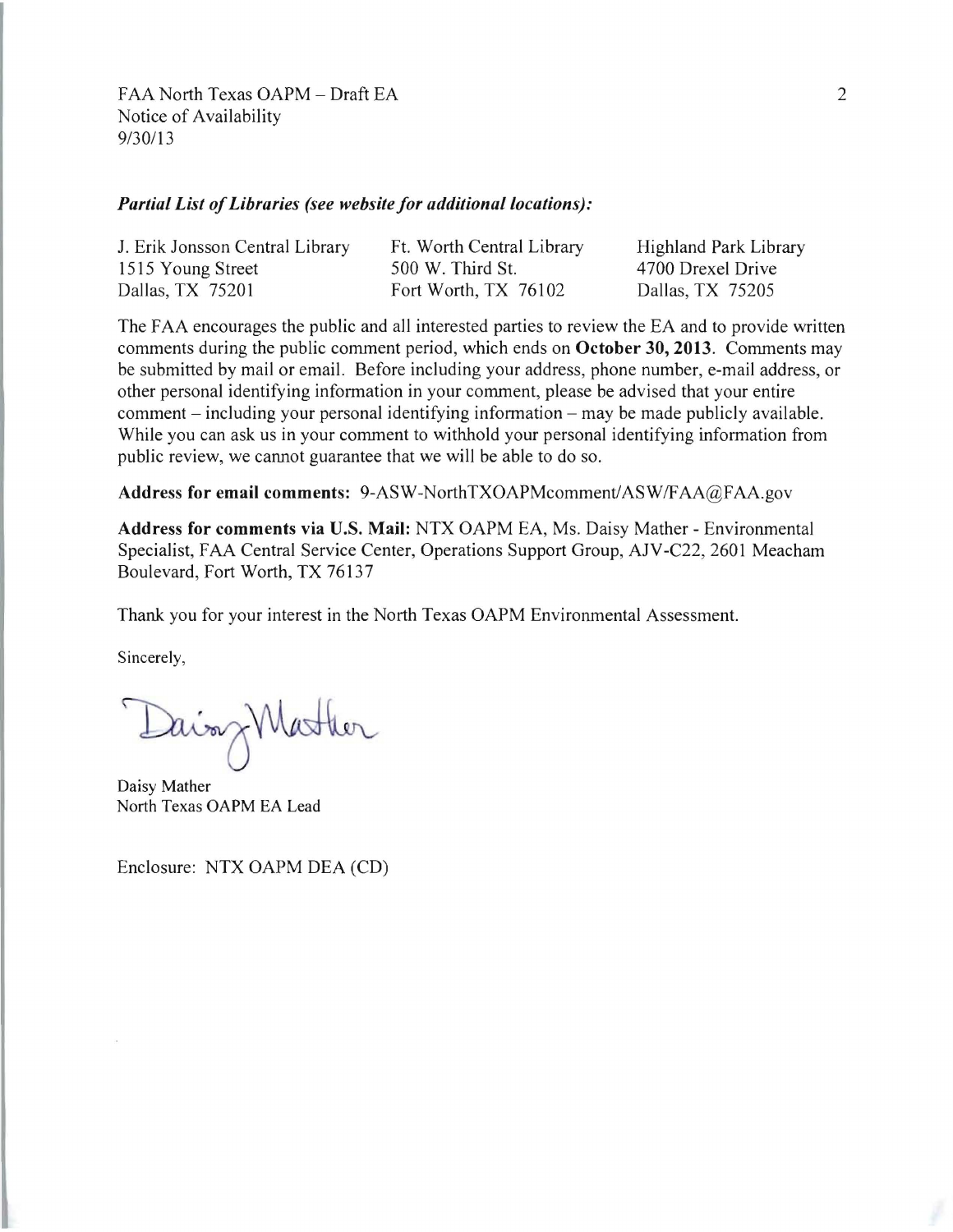FAA North Texas OAPM – Draft EA
Notice of Availability
9/30/13

***Partial List of Libraries (see website for additional locations):***

| | | |
|---|---|---|
| J. Erik Jonsson Central Library<br>1515 Young Street<br>Dallas, TX 75201 | Ft. Worth Central Library<br>500 W. Third St.<br>Fort Worth, TX 76102 | Highland Park Library<br>4700 Drexel Drive<br>Dallas, TX 75205 |

The FAA encourages the public and all interested parties to review the EA and to provide written comments during the public comment period, which ends on **October 30, 2013**. Comments may be submitted by mail or email. Before including your address, phone number, e-mail address, or other personal identifying information in your comment, please be advised that your entire comment – including your personal identifying information – may be made publicly available. While you can ask us in your comment to withhold your personal identifying information from public review, we cannot guarantee that we will be able to do so.

**Address for email comments:** 9-ASW-NorthTXOAPMcomment/ASW/FAA@FAA.gov

**Address for comments via U.S. Mail:** NTX OAPM EA, Ms. Daisy Mather - Environmental Specialist, FAA Central Service Center, Operations Support Group, AJV-C22, 2601 Meacham Boulevard, Fort Worth, TX 76137

Thank you for your interest in the North Texas OAPM Environmental Assessment.

Sincerely,

Daisy Mather

Daisy Mather
North Texas OAPM EA Lead

Enclosure: NTX OAPM DEA (CD)